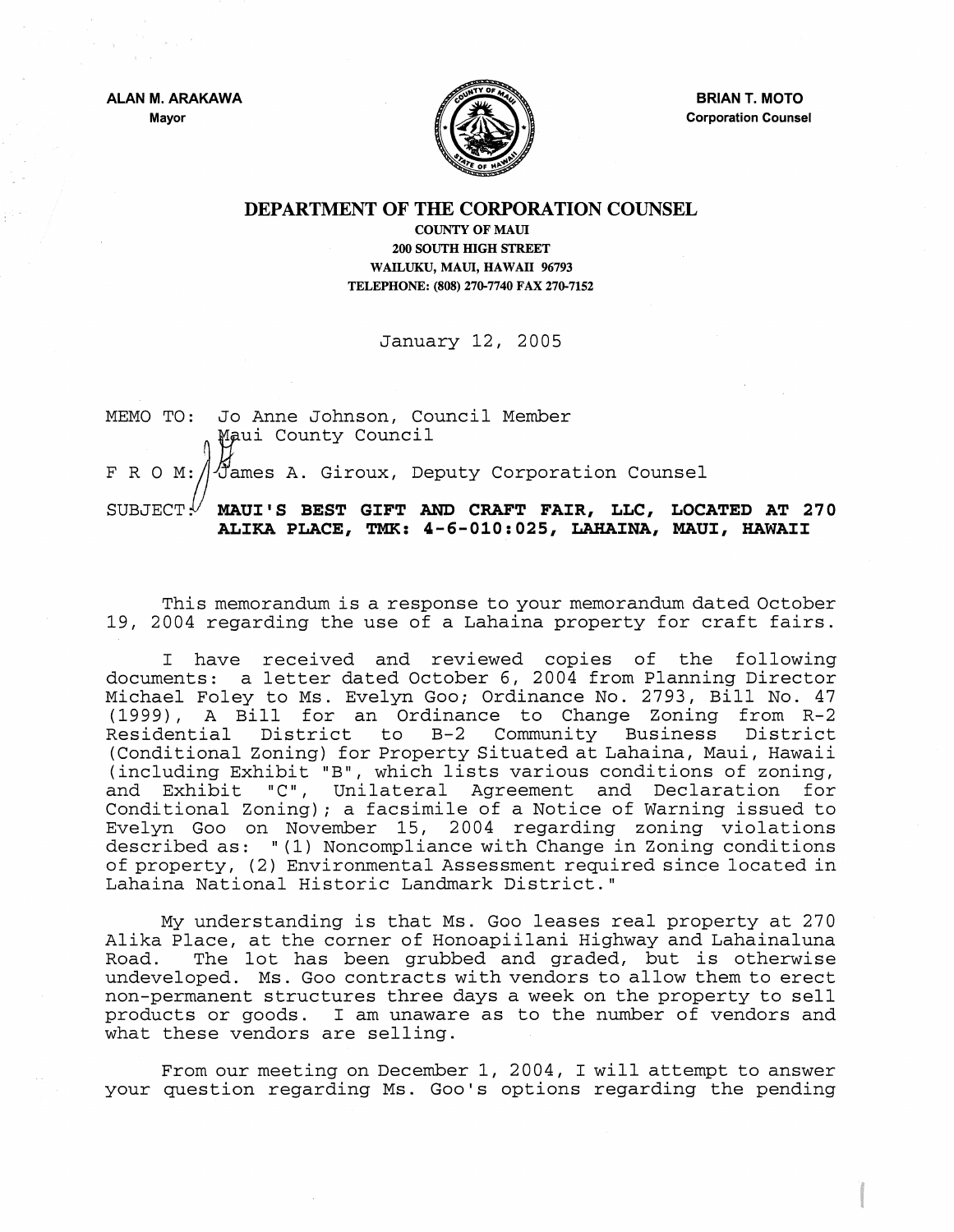ALAN M. ARAKAWA
Mayor

BRIAN T. MOTO
Corporation Counsel

# DEPARTMENT OF THE CORPORATION COUNSEL

COUNTY OF MAUI
200 SOUTH HIGH STREET
WAILUKU, MAUI, HAWAII 96793
TELEPHONE: (808) 270-7740 FAX 270-7152

January 12, 2005

MEMO TO: Jo Anne Johnson, Council Member
Maui County Council

F R O M: James A. Giroux, Deputy Corporation Counsel

SUBJECT: **MAUI'S BEST GIFT AND CRAFT FAIR, LLC, LOCATED AT 270 ALIKA PLACE, TMK: 4-6-010:025, LAHAINA, MAUI, HAWAII**

This memorandum is a response to your memorandum dated October 19, 2004 regarding the use of a Lahaina property for craft fairs.

I have received and reviewed copies of the following documents: a letter dated October 6, 2004 from Planning Director Michael Foley to Ms. Evelyn Goo; Ordinance No. 2793, Bill No. 47 (1999), A Bill for an Ordinance to Change Zoning from R-2 Residential District to B-2 Community Business District (Conditional Zoning) for Property Situated at Lahaina, Maui, Hawaii (including Exhibit "B", which lists various conditions of zoning, and Exhibit "C", Unilateral Agreement and Declaration for Conditional Zoning); a facsimile of a Notice of Warning issued to Evelyn Goo on November 15, 2004 regarding zoning violations described as: "(1) Noncompliance with Change in Zoning conditions of property, (2) Environmental Assessment required since located in Lahaina National Historic Landmark District."

My understanding is that Ms. Goo leases real property at 270 Alika Place, at the corner of Honoapiilani Highway and Lahainaluna Road. The lot has been grubbed and graded, but is otherwise undeveloped. Ms. Goo contracts with vendors to allow them to erect non-permanent structures three days a week on the property to sell products or goods. I am unaware as to the number of vendors and what these vendors are selling.

From our meeting on December 1, 2004, I will attempt to answer your question regarding Ms. Goo's options regarding the pending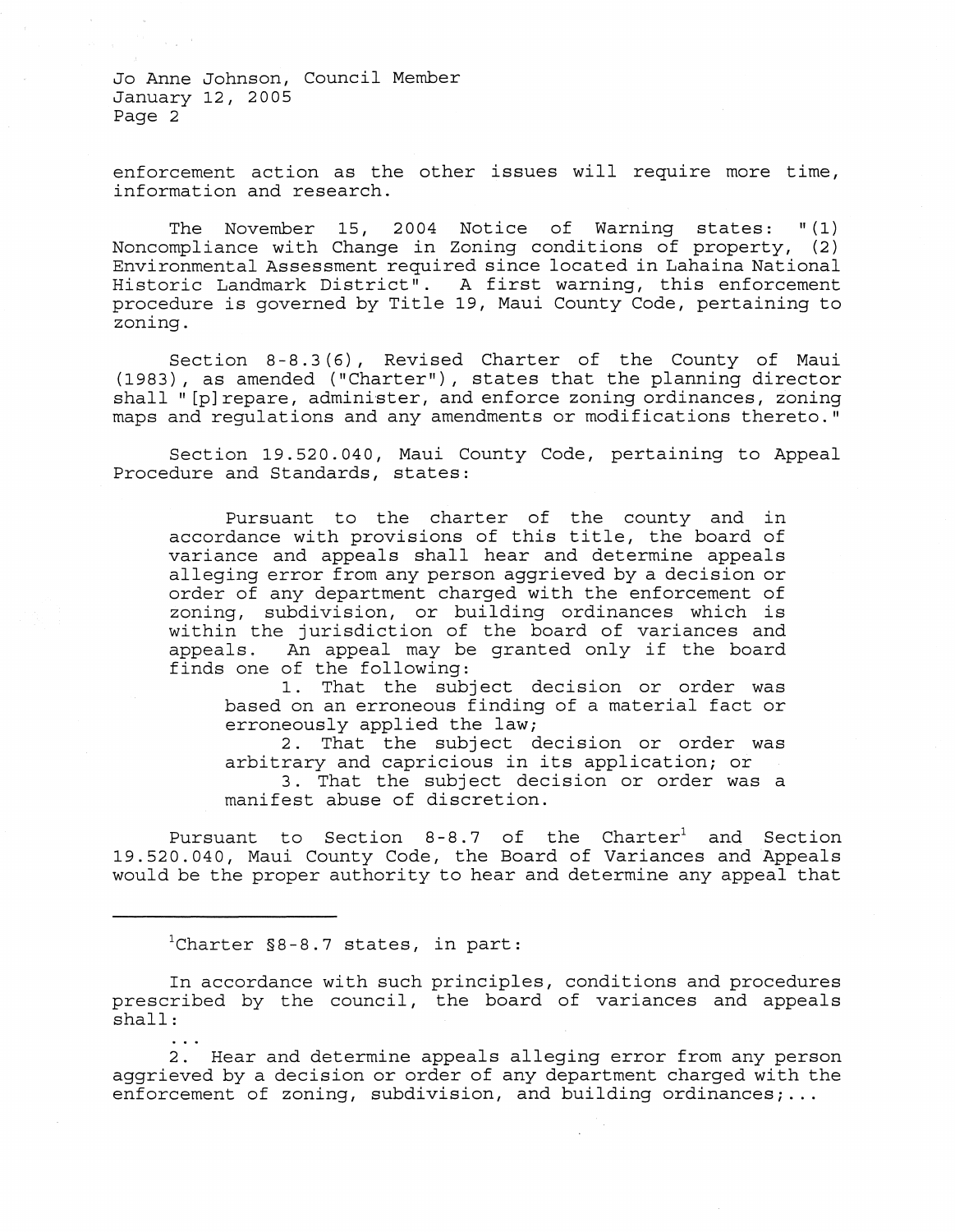enforcement action as the other issues will require more time, information and research.

The November 15, 2004 Notice of Warning states: "(1) Noncompliance with Change in Zoning conditions of property, (2) Environmental Assessment required since located in Lahaina National Historic Landmark District". A first warning, this enforcement procedure is governed by Title 19, Maui County Code, pertaining to zoning.

Section 8-8.3(6), Revised Charter of the County of Maui (1983), as amended ("Charter"), states that the planning director shall "[p]repare, administer, and enforce zoning ordinances, zoning maps and regulations and any amendments or modifications thereto."

Section 19.520.040, Maui County Code, pertaining to Appeal Procedure and Standards, states:

> Pursuant to the charter of the county and in accordance with provisions of this title, the board of variance and appeals shall hear and determine appeals alleging error from any person aggrieved by a decision or order of any department charged with the enforcement of zoning, subdivision, or building ordinances which is within the jurisdiction of the board of variances and appeals. An appeal may be granted only if the board finds one of the following:
>
> 1. That the subject decision or order was based on an erroneous finding of a material fact or erroneously applied the law;
> 2. That the subject decision or order was arbitrary and capricious in its application; or
> 3. That the subject decision or order was a manifest abuse of discretion.

Pursuant to Section 8-8.7 of the Charter[1] and Section 19.520.040, Maui County Code, the Board of Variances and Appeals would be the proper authority to hear and determine any appeal that

---

[1]Charter §8-8.7 states, in part:

In accordance with such principles, conditions and procedures prescribed by the council, the board of variances and appeals shall:

...

2. Hear and determine appeals alleging error from any person aggrieved by a decision or order of any department charged with the enforcement of zoning, subdivision, and building ordinances;...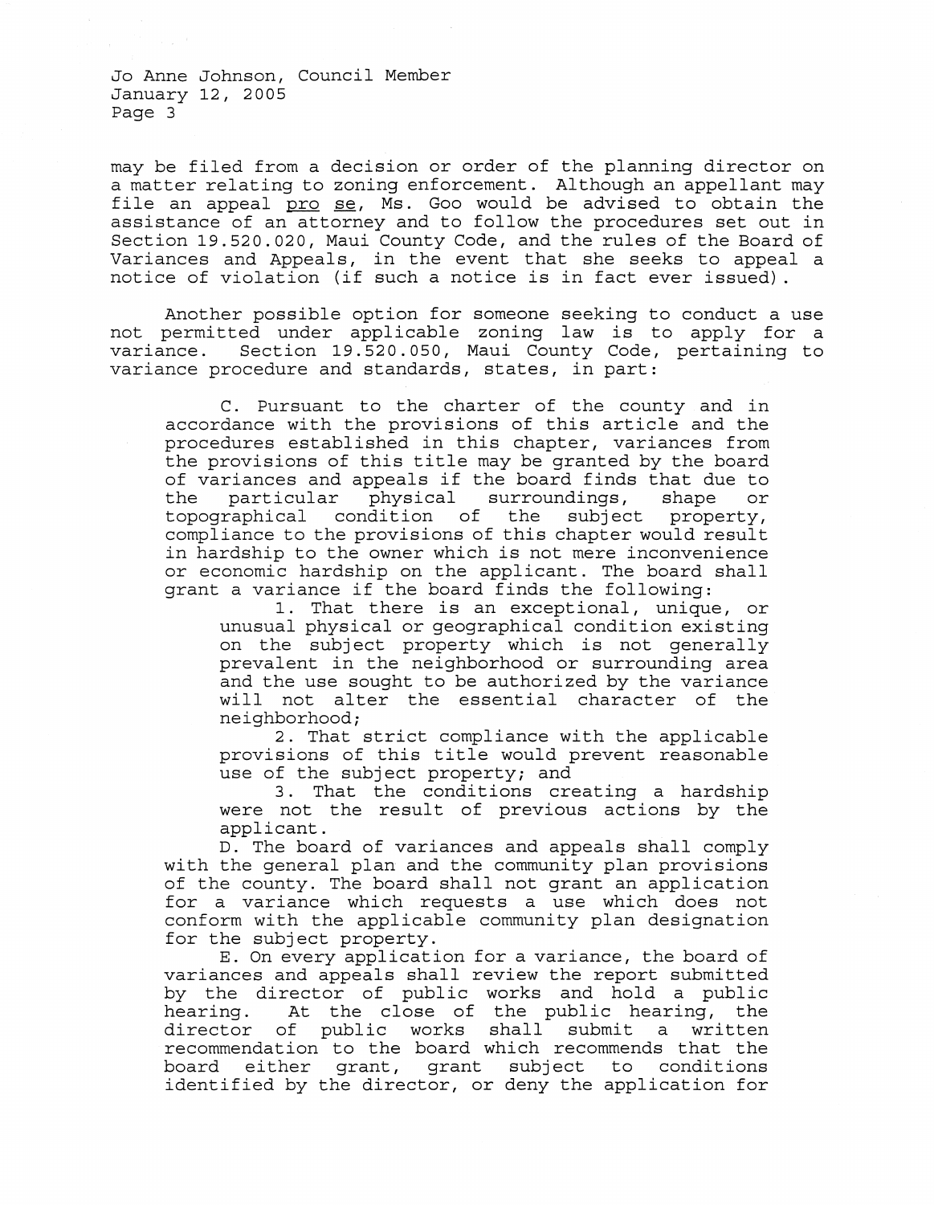may be filed from a decision or order of the planning director on a matter relating to zoning enforcement. Although an appellant may file an appeal pro se, Ms. Goo would be advised to obtain the assistance of an attorney and to follow the procedures set out in Section 19.520.020, Maui County Code, and the rules of the Board of Variances and Appeals, in the event that she seeks to appeal a notice of violation (if such a notice is in fact ever issued).

Another possible option for someone seeking to conduct a use not permitted under applicable zoning law is to apply for a variance. Section 19.520.050, Maui County Code, pertaining to variance procedure and standards, states, in part:

> C. Pursuant to the charter of the county and in accordance with the provisions of this article and the procedures established in this chapter, variances from the provisions of this title may be granted by the board of variances and appeals if the board finds that due to the particular physical surroundings, shape or topographical condition of the subject property, compliance to the provisions of this chapter would result in hardship to the owner which is not mere inconvenience or economic hardship on the applicant. The board shall grant a variance if the board finds the following:
>
> 1. That there is an exceptional, unique, or unusual physical or geographical condition existing on the subject property which is not generally prevalent in the neighborhood or surrounding area and the use sought to be authorized by the variance will not alter the essential character of the neighborhood;
> 2. That strict compliance with the applicable provisions of this title would prevent reasonable use of the subject property; and
> 3. That the conditions creating a hardship were not the result of previous actions by the applicant.
>
> D. The board of variances and appeals shall comply with the general plan and the community plan provisions of the county. The board shall not grant an application for a variance which requests a use which does not conform with the applicable community plan designation for the subject property.
>
> E. On every application for a variance, the board of variances and appeals shall review the report submitted by the director of public works and hold a public hearing. At the close of the public hearing, the director of public works shall submit a written recommendation to the board which recommends that the board either grant, grant subject to conditions identified by the director, or deny the application for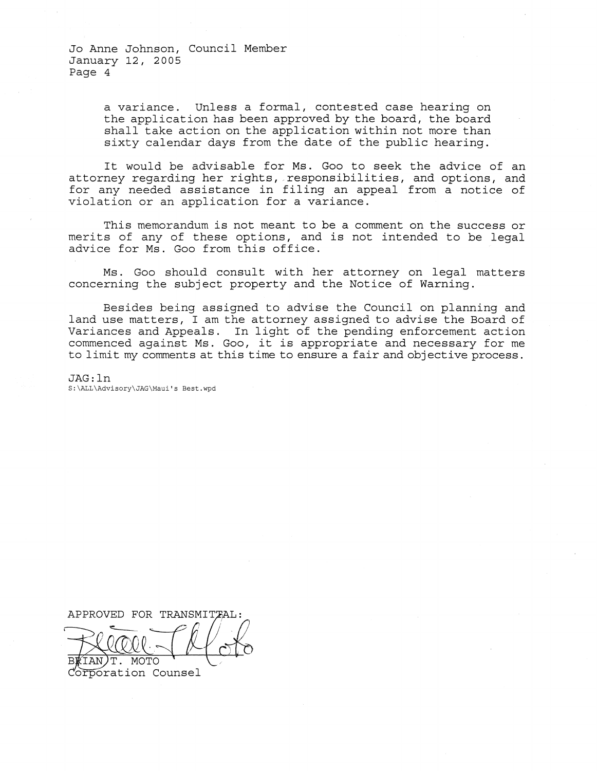a variance. Unless a formal, contested case hearing on the application has been approved by the board, the board shall take action on the application within not more than sixty calendar days from the date of the public hearing.

It would be advisable for Ms. Goo to seek the advice of an attorney regarding her rights, responsibilities, and options, and for any needed assistance in filing an appeal from a notice of violation or an application for a variance.

This memorandum is not meant to be a comment on the success or merits of any of these options, and is not intended to be legal advice for Ms. Goo from this office.

Ms. Goo should consult with her attorney on legal matters concerning the subject property and the Notice of Warning.

Besides being assigned to advise the Council on planning and land use matters, I am the attorney assigned to advise the Board of Variances and Appeals. In light of the pending enforcement action commenced against Ms. Goo, it is appropriate and necessary for me to limit my comments at this time to ensure a fair and objective process.

JAG:ln
S:\ALL\Advisory\JAG\Maui's Best.wpd

APPROVED FOR TRANSMITTAL:

BRIAN T. MOTO
Corporation Counsel